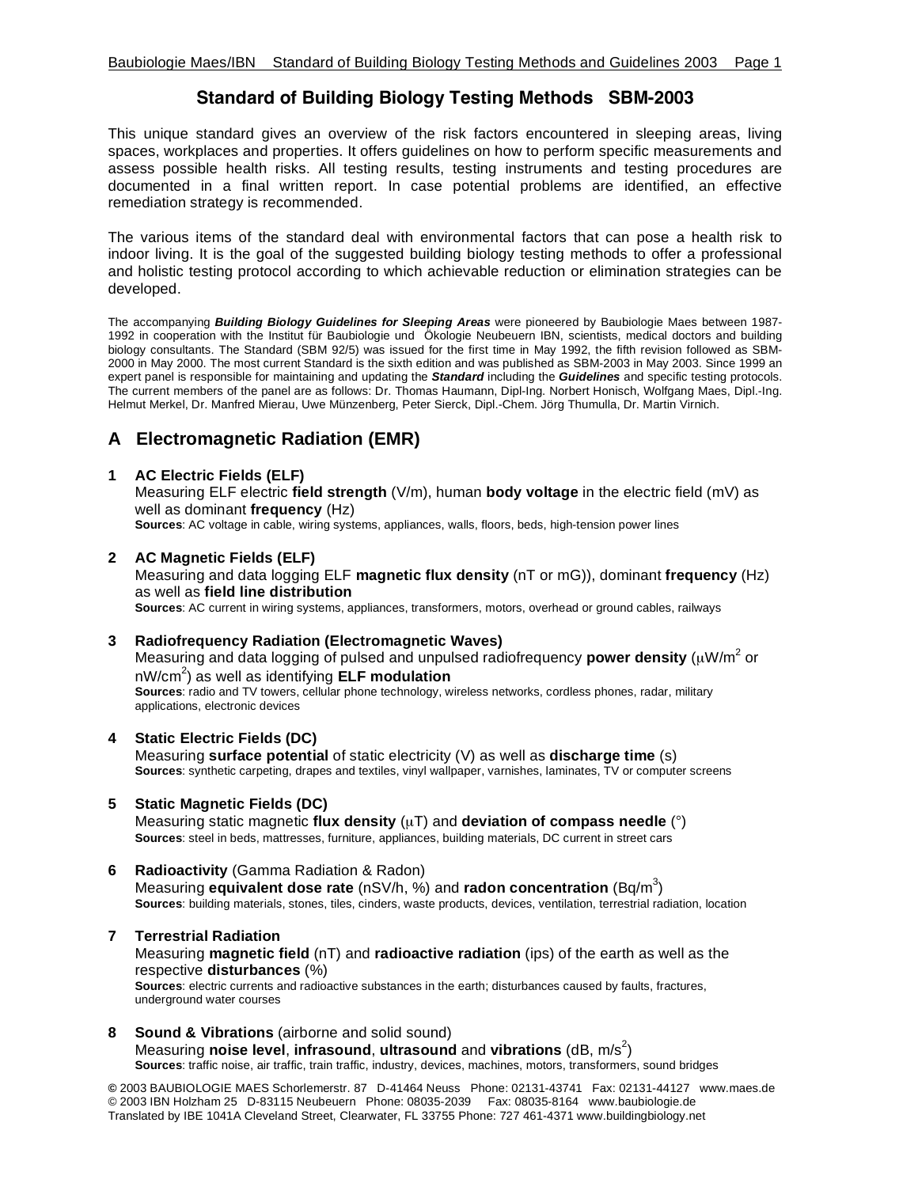# Standard of Building Biology Testing Methods SBM-2003

This unique standard gives an overview of the risk factors encountered in sleeping areas, living spaces, workplaces and properties. It offers guidelines on how to perform specific measurements and assess possible health risks. All testing results, testing instruments and testing procedures are documented in a final written report. In case potential problems are identified, an effective remediation strategy is recommended.

The various items of the standard deal with environmental factors that can pose a health risk to indoor living. It is the goal of the suggested building biology testing methods to offer a professional and holistic testing protocol according to which achievable reduction or elimination strategies can be developed.

The accompanying ***Building Biology Guidelines for Sleeping Areas*** were pioneered by Baubiologie Maes between 1987-1992 in cooperation with the Institut für Baubiologie und Ökologie Neubeuern IBN, scientists, medical doctors and building biology consultants. The Standard (SBM 92/5) was issued for the first time in May 1992, the fifth revision followed as SBM-2000 in May 2000. The most current Standard is the sixth edition and was published as SBM-2003 in May 2003. Since 1999 an expert panel is responsible for maintaining and updating the ***Standard*** including the ***Guidelines*** and specific testing protocols. The current members of the panel are as follows: Dr. Thomas Haumann, Dipl-Ing. Norbert Honisch, Wolfgang Maes, Dipl.-Ing. Helmut Merkel, Dr. Manfred Mierau, Uwe Münzenberg, Peter Sierck, Dipl.-Chem. Jörg Thumulla, Dr. Martin Virnich.

## A Electromagnetic Radiation (EMR)

**1 AC Electric Fields (ELF)**
Measuring ELF electric **field strength** (V/m), human **body voltage** in the electric field (mV) as well as dominant **frequency** (Hz)
**Sources**: AC voltage in cable, wiring systems, appliances, walls, floors, beds, high-tension power lines

**2 AC Magnetic Fields (ELF)**
Measuring and data logging ELF **magnetic flux density** (nT or mG)), dominant **frequency** (Hz) as well as **field line distribution**
**Sources**: AC current in wiring systems, appliances, transformers, motors, overhead or ground cables, railways

**3 Radiofrequency Radiation (Electromagnetic Waves)**
Measuring and data logging of pulsed and unpulsed radiofrequency **power density** ($\mu W/m^2$ or $nW/cm^2$) as well as identifying **ELF modulation**
**Sources**: radio and TV towers, cellular phone technology, wireless networks, cordless phones, radar, military applications, electronic devices

**4 Static Electric Fields (DC)**
Measuring **surface potential** of static electricity (V) as well as **discharge time** (s)
**Sources**: synthetic carpeting, drapes and textiles, vinyl wallpaper, varnishes, laminates, TV or computer screens

**5 Static Magnetic Fields (DC)**
Measuring static magnetic **flux density** ($\mu T$) and **deviation of compass needle** (°)
**Sources**: steel in beds, mattresses, furniture, appliances, building materials, DC current in street cars

**6 Radioactivity** (Gamma Radiation & Radon)
Measuring **equivalent dose rate** (nSV/h, %) and **radon concentration** ($Bq/m^3$)
**Sources**: building materials, stones, tiles, cinders, waste products, devices, ventilation, terrestrial radiation, location

**7 Terrestrial Radiation**
Measuring **magnetic field** (nT) and **radioactive radiation** (ips) of the earth as well as the respective **disturbances** (%)
**Sources**: electric currents and radioactive substances in the earth; disturbances caused by faults, fractures, underground water courses

**8 Sound & Vibrations** (airborne and solid sound)
Measuring **noise level**, **infrasound**, **ultrasound** and **vibrations** (dB, $m/s^2$)
**Sources**: traffic noise, air traffic, train traffic, industry, devices, machines, motors, transformers, sound bridges

© 2003 BAUBIOLOGIE MAES Schorlemerstr. 87 D-41464 Neuss Phone: 02131-43741 Fax: 02131-44127 www.maes.de
© 2003 IBN Holzham 25 D-83115 Neubeuern Phone: 08035-2039 Fax: 08035-8164 www.baubiologie.de
Translated by IBE 1041A Cleveland Street, Clearwater, FL 33755 Phone: 727 461-4371 www.buildingbiology.net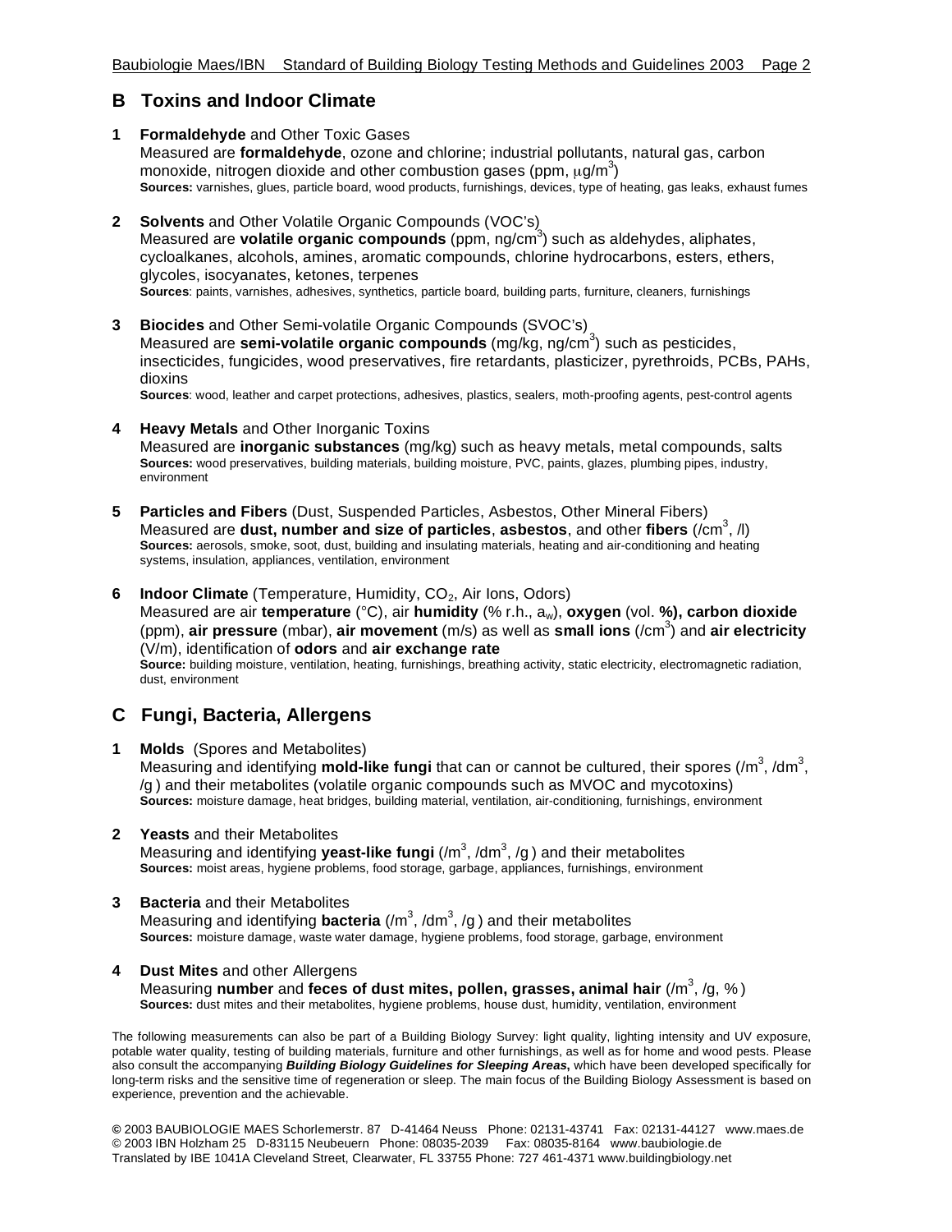## B Toxins and Indoor Climate

**1 Formaldehyde** and Other Toxic Gases
Measured are **formaldehyde**, ozone and chlorine; industrial pollutants, natural gas, carbon monoxide, nitrogen dioxide and other combustion gases (ppm, $\mu g/m^3$)
**Sources:** varnishes, glues, particle board, wood products, furnishings, devices, type of heating, gas leaks, exhaust fumes

**2 Solvents** and Other Volatile Organic Compounds (VOC's)
Measured are **volatile organic compounds** (ppm, $ng/cm^3$) such as aldehydes, aliphates, cycloalkanes, alcohols, amines, aromatic compounds, chlorine hydrocarbons, esters, ethers, glycoles, isocyanates, ketones, terpenes
**Sources**: paints, varnishes, adhesives, synthetics, particle board, building parts, furniture, cleaners, furnishings

**3 Biocides** and Other Semi-volatile Organic Compounds (SVOC's)
Measured are **semi-volatile organic compounds** (mg/kg, $ng/cm^3$) such as pesticides, insecticides, fungicides, wood preservatives, fire retardants, plasticizer, pyrethroids, PCBs, PAHs, dioxins
**Sources**: wood, leather and carpet protections, adhesives, plastics, sealers, moth-proofing agents, pest-control agents

**4 Heavy Metals** and Other Inorganic Toxins
Measured are **inorganic substances** (mg/kg) such as heavy metals, metal compounds, salts
**Sources:** wood preservatives, building materials, building moisture, PVC, paints, glazes, plumbing pipes, industry, environment

**5 Particles and Fibers** (Dust, Suspended Particles, Asbestos, Other Mineral Fibers)
Measured are **dust, number and size of particles**, **asbestos**, and other **fibers** ($/cm^3$, /l)
**Sources:** aerosols, smoke, soot, dust, building and insulating materials, heating and air-conditioning and heating systems, insulation, appliances, ventilation, environment

**6 Indoor Climate** (Temperature, Humidity, $CO_2$, Air Ions, Odors)
Measured are air **temperature** (°C), air **humidity** (% r.h., $a_w$), **oxygen** (vol. **%), carbon dioxide** (ppm), **air pressure** (mbar), **air movement** (m/s) as well as **small ions** ($/cm^3$) and **air electricity** (V/m), identification of **odors** and **air exchange rate**
**Source:** building moisture, ventilation, heating, furnishings, breathing activity, static electricity, electromagnetic radiation, dust, environment

## C Fungi, Bacteria, Allergens

**1 Molds** (Spores and Metabolites)
Measuring and identifying **mold-like fungi** that can or cannot be cultured, their spores ($/m^3$, $/dm^3$, /g ) and their metabolites (volatile organic compounds such as MVOC and mycotoxins)
**Sources:** moisture damage, heat bridges, building material, ventilation, air-conditioning, furnishings, environment

**2 Yeasts** and their Metabolites
Measuring and identifying **yeast-like fungi** ($/m^3$, $/dm^3$, /g ) and their metabolites
**Sources:** moist areas, hygiene problems, food storage, garbage, appliances, furnishings, environment

**3 Bacteria** and their Metabolites
Measuring and identifying **bacteria** ($/m^3$, $/dm^3$, /g ) and their metabolites
**Sources:** moisture damage, waste water damage, hygiene problems, food storage, garbage, environment

**4 Dust Mites** and other Allergens
Measuring **number** and **feces of dust mites, pollen, grasses, animal hair** ($/m^3$, /g, % )
**Sources:** dust mites and their metabolites, hygiene problems, house dust, humidity, ventilation, environment

The following measurements can also be part of a Building Biology Survey: light quality, lighting intensity and UV exposure, potable water quality, testing of building materials, furniture and other furnishings, as well as for home and wood pests. Please also consult the accompanying ***Building Biology Guidelines for Sleeping Areas***, which have been developed specifically for long-term risks and the sensitive time of regeneration or sleep. The main focus of the Building Biology Assessment is based on experience, prevention and the achievable.

© 2003 BAUBIOLOGIE MAES Schorlemerstr. 87 D-41464 Neuss Phone: 02131-43741 Fax: 02131-44127 www.maes.de
© 2003 IBN Holzham 25 D-83115 Neubeuern Phone: 08035-2039 Fax: 08035-8164 www.baubiologie.de
Translated by IBE 1041A Cleveland Street, Clearwater, FL 33755 Phone: 727 461-4371 www.buildingbiology.net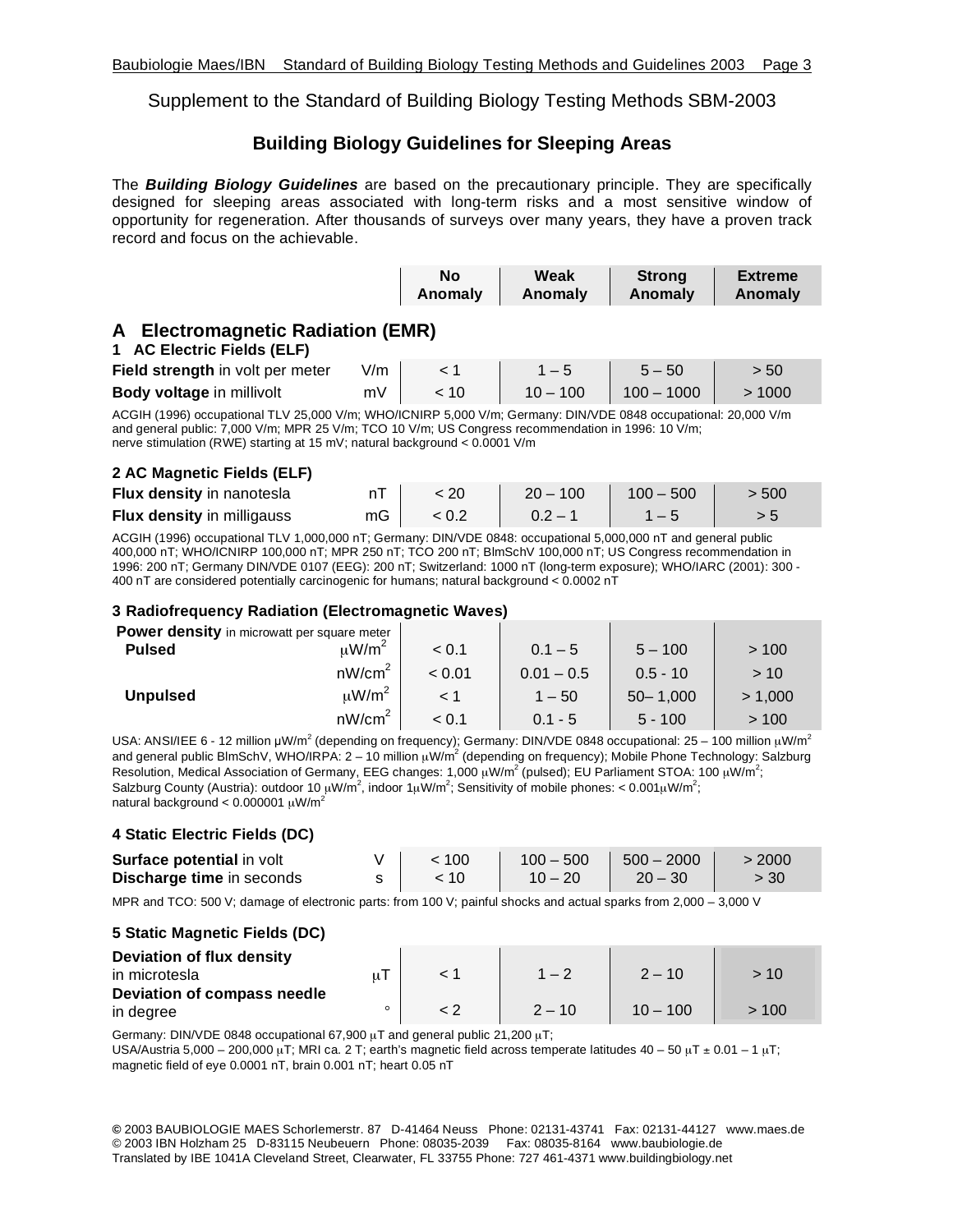Supplement to the Standard of Building Biology Testing Methods SBM-2003

# Building Biology Guidelines for Sleeping Areas

The ***Building Biology Guidelines*** are based on the precautionary principle. They are specifically designed for sleeping areas associated with long-term risks and a most sensitive window of opportunity for regeneration. After thousands of surveys over many years, they have a proven track record and focus on the achievable.

## A Electromagnetic Radiation (EMR)

### 1 AC Electric Fields (ELF)

| | | No Anomaly | Weak Anomaly | Strong Anomaly | Extreme Anomaly |
|---|---|---|---|---|---|
| **Field strength** in volt per meter | V/m | < 1 | 1 – 5 | 5 – 50 | > 50 |
| **Body voltage** in millivolt | mV | < 10 | 10 – 100 | 100 – 1000 | > 1000 |

ACGIH (1996) occupational TLV 25,000 V/m; WHO/ICNIRP 5,000 V/m; Germany: DIN/VDE 0848 occupational: 20,000 V/m and general public: 7,000 V/m; MPR 25 V/m; TCO 10 V/m; US Congress recommendation in 1996: 10 V/m; nerve stimulation (RWE) starting at 15 mV; natural background < 0.0001 V/m

### 2 AC Magnetic Fields (ELF)

| | | No Anomaly | Weak Anomaly | Strong Anomaly | Extreme Anomaly |
|---|---|---|---|---|---|
| **Flux density** in nanotesla | nT | < 20 | 20 – 100 | 100 – 500 | > 500 |
| **Flux density** in milligauss | mG | < 0.2 | 0.2 – 1 | 1 – 5 | > 5 |

ACGIH (1996) occupational TLV 1,000,000 nT; Germany: DIN/VDE 0848: occupational 5,000,000 nT and general public 400,000 nT; WHO/ICNIRP 100,000 nT; MPR 250 nT; TCO 200 nT; BImSchV 100,000 nT; US Congress recommendation in 1996: 200 nT; Germany DIN/VDE 0107 (EEG): 200 nT; Switzerland: 1000 nT (long-term exposure); WHO/IARC (2001): 300 - 400 nT are considered potentially carcinogenic for humans; natural background < 0.0002 nT

### 3 Radiofrequency Radiation (Electromagnetic Waves)

| **Power density** in microwatt per square meter | | No Anomaly | Weak Anomaly | Strong Anomaly | Extreme Anomaly |
|---|---|---|---|---|---|
| **Pulsed** | μW/m² | < 0.1 | 0.1 – 5 | 5 – 100 | > 100 |
| | nW/cm² | < 0.01 | 0.01 – 0.5 | 0.5 - 10 | > 10 |
| **Unpulsed** | μW/m² | < 1 | 1 – 50 | 50– 1,000 | > 1,000 |
| | nW/cm² | < 0.1 | 0.1 - 5 | 5 - 100 | > 100 |

USA: ANSI/IEE 6 - 12 million μW/m² (depending on frequency); Germany: DIN/VDE 0848 occupational: 25 – 100 million μW/m² and general public BImSchV, WHO/IRPA: 2 – 10 million μW/m² (depending on frequency); Mobile Phone Technology: Salzburg Resolution, Medical Association of Germany, EEG changes: 1,000 μW/m² (pulsed); EU Parliament STOA: 100 μW/m²; Salzburg County (Austria): outdoor 10 μW/m², indoor 1μW/m²; Sensitivity of mobile phones: < 0.001μW/m²; natural background < 0.000001 μW/m²

### 4 Static Electric Fields (DC)

| | | No Anomaly | Weak Anomaly | Strong Anomaly | Extreme Anomaly |
|---|---|---|---|---|---|
| **Surface potential** in volt | V | < 100 | 100 – 500 | 500 – 2000 | > 2000 |
| **Discharge time** in seconds | s | < 10 | 10 – 20 | 20 – 30 | > 30 |

MPR and TCO: 500 V; damage of electronic parts: from 100 V; painful shocks and actual sparks from 2,000 – 3,000 V

### 5 Static Magnetic Fields (DC)

| | | No Anomaly | Weak Anomaly | Strong Anomaly | Extreme Anomaly |
|---|---|---|---|---|---|
| **Deviation of flux density** in microtesla | μT | < 1 | 1 – 2 | 2 – 10 | > 10 |
| **Deviation of compass needle** in degree | ° | < 2 | 2 – 10 | 10 – 100 | > 100 |

Germany: DIN/VDE 0848 occupational 67,900 μT and general public 21,200 μT;
USA/Austria 5,000 – 200,000 μT; MRI ca. 2 T; earth's magnetic field across temperate latitudes 40 – 50 μT ± 0.01 – 1 μT; magnetic field of eye 0.0001 nT, brain 0.001 nT; heart 0.05 nT

© 2003 BAUBIOLOGIE MAES Schorlemerstr. 87 D-41464 Neuss Phone: 02131-43741 Fax: 02131-44127 www.maes.de
© 2003 IBN Holzham 25 D-83115 Neubeuern Phone: 08035-2039 Fax: 08035-8164 www.baubiologie.de
Translated by IBE 1041A Cleveland Street, Clearwater, FL 33755 Phone: 727 461-4371 www.buildingbiology.net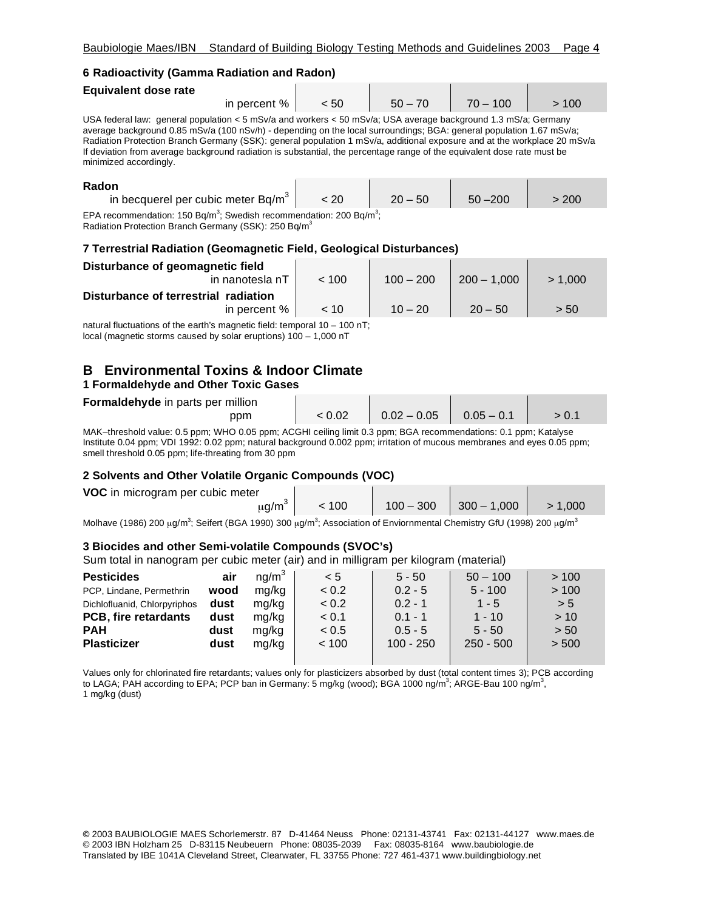### 6 Radioactivity (Gamma Radiation and Radon)

| Equivalent dose rate in percent % | < 50 | 50 – 70 | 70 – 100 | > 100 |
|---|---|---|---|---|

USA federal law: general population < 5 mSv/a and workers < 50 mSv/a; USA average background 1.3 mS/a; Germany average background 0.85 mSv/a (100 nSv/h) - depending on the local surroundings; BGA: general population 1.67 mSv/a; Radiation Protection Branch Germany (SSK): general population 1 mSv/a, additional exposure and at the workplace 20 mSv/a If deviation from average background radiation is substantial, the percentage range of the equivalent dose rate must be minimized accordingly.

| Radon in becquerel per cubic meter $Bq/m^3$ | < 20 | 20 – 50 | 50 –200 | > 200 |
|---|---|---|---|---|

EPA recommendation: 150 $Bq/m^3$; Swedish recommendation: 200 $Bq/m^3$;
Radiation Protection Branch Germany (SSK): 250 $Bq/m^3$

### 7 Terrestrial Radiation (Geomagnetic Field, Geological Disturbances)

| | | | | |
|---|---|---|---|---|
| **Disturbance of geomagnetic field** in nanotesla nT | < 100 | 100 – 200 | 200 – 1,000 | > 1,000 |
| **Disturbance of terrestrial radiation** in percent % | < 10 | 10 – 20 | 20 – 50 | > 50 |

natural fluctuations of the earth's magnetic field: temporal 10 – 100 nT;
local (magnetic storms caused by solar eruptions) 100 – 1,000 nT

## B Environmental Toxins & Indoor Climate

### 1 Formaldehyde and Other Toxic Gases

| **Formaldehyde** in parts per million ppm | < 0.02 | 0.02 – 0.05 | 0.05 – 0.1 | > 0.1 |
|---|---|---|---|---|

MAK–threshold value: 0.5 ppm; WHO 0.05 ppm; ACGHI ceiling limit 0.3 ppm; BGA recommendations: 0.1 ppm; Katalyse Institute 0.04 ppm; VDI 1992: 0.02 ppm; natural background 0.002 ppm; irritation of mucous membranes and eyes 0.05 ppm; smell threshold 0.05 ppm; life-threating from 30 ppm

### 2 Solvents and Other Volatile Organic Compounds (VOC)

| **VOC** in microgram per cubic meter $\mu g/m^3$ | < 100 | 100 – 300 | 300 – 1,000 | > 1,000 |
|---|---|---|---|---|

Molhave (1986) 200 $\mu g/m^3$; Seifert (BGA 1990) 300 $\mu g/m^3$; Association of Enviornmental Chemistry GfU (1998) 200 $\mu g/m^3$

### 3 Biocides and other Semi-volatile Compounds (SVOC's)

Sum total in nanogram per cubic meter (air) and in milligram per kilogram (material)

| | | | | | | |
|---|---|---|---|---|---|---|
| **Pesticides** | **air** | $ng/m^3$ | < 5 | 5 - 50 | 50 – 100 | > 100 |
| PCP, Lindane, Permethrin | **wood** | mg/kg | < 0.2 | 0.2 - 5 | 5 - 100 | > 100 |
| Dichlofluanid, Chlorpyriphos | **dust** | mg/kg | < 0.2 | 0.2 - 1 | 1 - 5 | > 5 |
| **PCB, fire retardants** | **dust** | mg/kg | < 0.1 | 0.1 - 1 | 1 - 10 | > 10 |
| **PAH** | **dust** | mg/kg | < 0.5 | 0.5 - 5 | 5 - 50 | > 50 |
| **Plasticizer** | **dust** | mg/kg | < 100 | 100 - 250 | 250 - 500 | > 500 |

Values only for chlorinated fire retardants; values only for plasticizers absorbed by dust (total content times 3); PCB according to LAGA; PAH according to EPA; PCP ban in Germany: 5 mg/kg (wood); BGA 1000 $ng/m^3$; ARGE-Bau 100 $ng/m^3$, 1 mg/kg (dust)

© 2003 BAUBIOLOGIE MAES Schorlemerstr. 87 D-41464 Neuss Phone: 02131-43741 Fax: 02131-44127 www.maes.de
© 2003 IBN Holzham 25 D-83115 Neubeuern Phone: 08035-2039 Fax: 08035-8164 www.baubiologie.de
Translated by IBE 1041A Cleveland Street, Clearwater, FL 33755 Phone: 727 461-4371 www.buildingbiology.net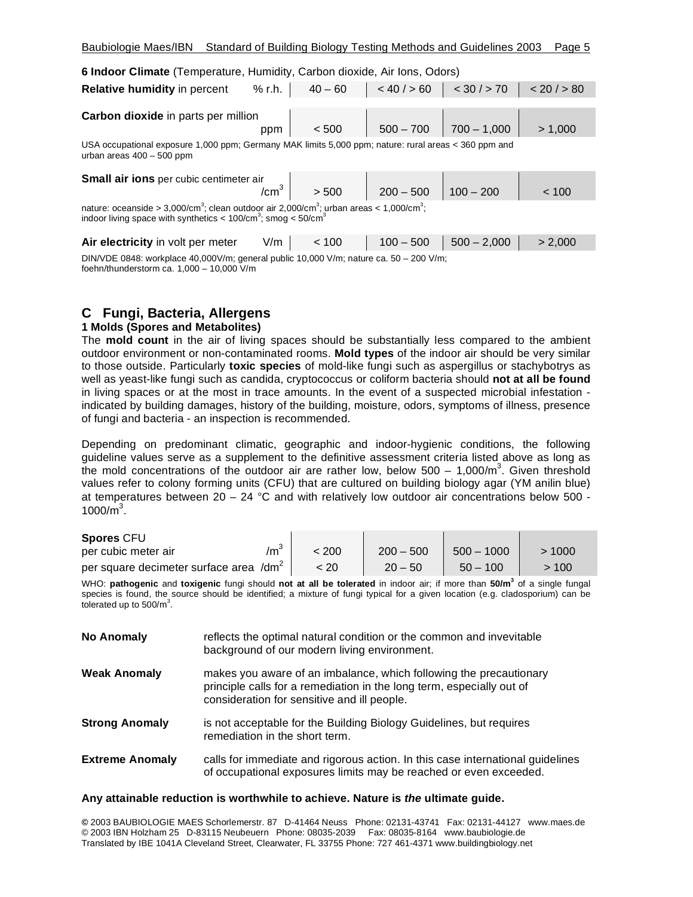**6 Indoor Climate** (Temperature, Humidity, Carbon dioxide, Air Ions, Odors)

| | | | | | |
|---|---|---|---|---|---|
| **Relative humidity** in percent | % r.h. | 40 – 60 | < 40 / > 60 | < 30 / > 70 | < 20 / > 80 |
| **Carbon dioxide** in parts per million | ppm | < 500 | 500 – 700 | 700 – 1,000 | > 1,000 |

USA occupational exposure 1,000 ppm; Germany MAK limits 5,000 ppm; nature: rural areas < 360 ppm and urban areas 400 – 500 ppm

| | | | | | |
|---|---|---|---|---|---|
| **Small air ions** per cubic centimeter air | /cm$^3$ | > 500 | 200 – 500 | 100 – 200 | < 100 |

nature: oceanside > 3,000/cm$^3$; clean outdoor air 2,000/cm$^3$; urban areas < 1,000/cm$^3$; indoor living space with synthetics < 100/cm$^3$; smog < 50/cm$^3$

| | | | | | |
|---|---|---|---|---|---|
| **Air electricity** in volt per meter | V/m | < 100 | 100 – 500 | 500 – 2,000 | > 2,000 |

DIN/VDE 0848: workplace 40,000V/m; general public 10,000 V/m; nature ca. 50 – 200 V/m; foehn/thunderstorm ca. 1,000 – 10,000 V/m

## C Fungi, Bacteria, Allergens

### 1 Molds (Spores and Metabolites)

The **mold count** in the air of living spaces should be substantially less compared to the ambient outdoor environment or non-contaminated rooms. **Mold types** of the indoor air should be very similar to those outside. Particularly **toxic species** of mold-like fungi such as aspergillus or stachybotrys as well as yeast-like fungi such as candida, cryptococcus or coliform bacteria should **not at all be found** in living spaces or at the most in trace amounts. In the event of a suspected microbial infestation - indicated by building damages, history of the building, moisture, odors, symptoms of illness, presence of fungi and bacteria - an inspection is recommended.

Depending on predominant climatic, geographic and indoor-hygienic conditions, the following guideline values serve as a supplement to the definitive assessment criteria listed above as long as the mold concentrations of the outdoor air are rather low, below 500 – 1,000/m$^3$. Given threshold values refer to colony forming units (CFU) that are cultured on building biology agar (YM anilin blue) at temperatures between 20 – 24 °C and with relatively low outdoor air concentrations below 500 - 1000/m$^3$.

| **Spores** CFU | | | | | |
|---|---|---|---|---|---|
| per cubic meter air | /m$^3$ | < 200 | 200 – 500 | 500 – 1000 | > 1000 |
| per square decimeter surface area | /dm$^2$ | < 20 | 20 – 50 | 50 – 100 | > 100 |

WHO: **pathogenic** and **toxigenic** fungi should **not at all be tolerated** in indoor air; if more than **50/m$^3$** of a single fungal species is found, the source should be identified; a mixture of fungi typical for a given location (e.g. cladosporium) can be tolerated up to 500/m$^3$.

**No Anomaly** reflects the optimal natural condition or the common and invevitable background of our modern living environment.

**Weak Anomaly** makes you aware of an imbalance, which following the precautionary principle calls for a remediation in the long term, especially out of consideration for sensitive and ill people.

**Strong Anomaly** is not acceptable for the Building Biology Guidelines, but requires remediation in the short term.

**Extreme Anomaly** calls for immediate and rigorous action. In this case international guidelines of occupational exposures limits may be reached or even exceeded.

**Any attainable reduction is worthwhile to achieve. Nature is *the* ultimate guide.**

© 2003 BAUBIOLOGIE MAES Schorlemerstr. 87 D-41464 Neuss Phone: 02131-43741 Fax: 02131-44127 www.maes.de
© 2003 IBN Holzham 25 D-83115 Neubeuern Phone: 08035-2039 Fax: 08035-8164 www.baubiologie.de
Translated by IBE 1041A Cleveland Street, Clearwater, FL 33755 Phone: 727 461-4371 www.buildingbiology.net